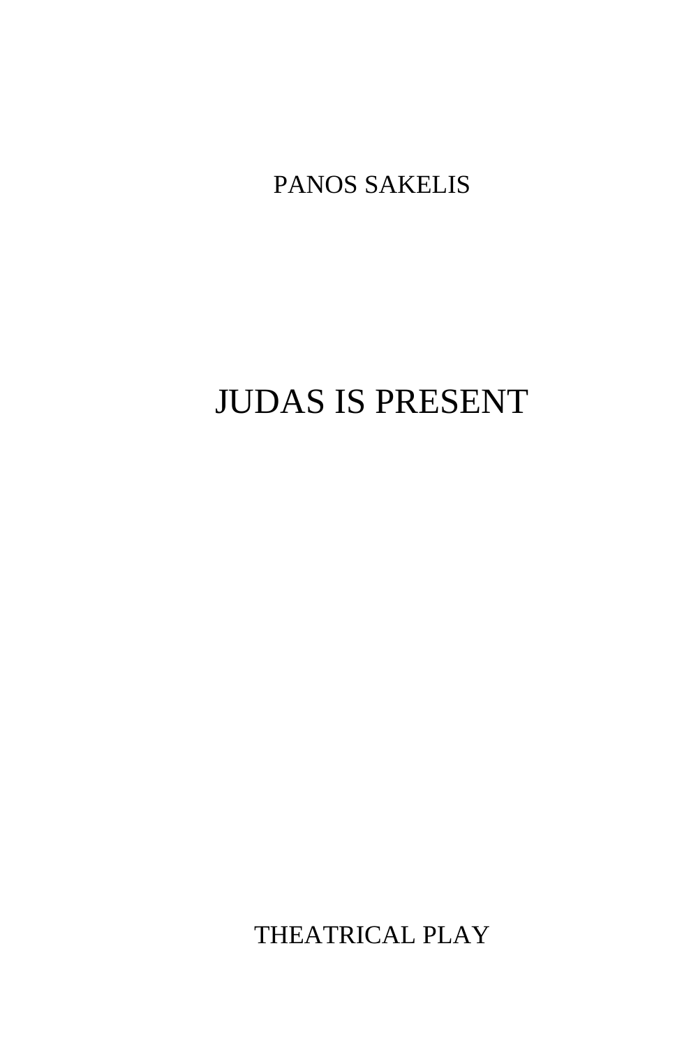PANOS SAKELIS

# JUDAS IS PRESENT

THEATRICAL PLAY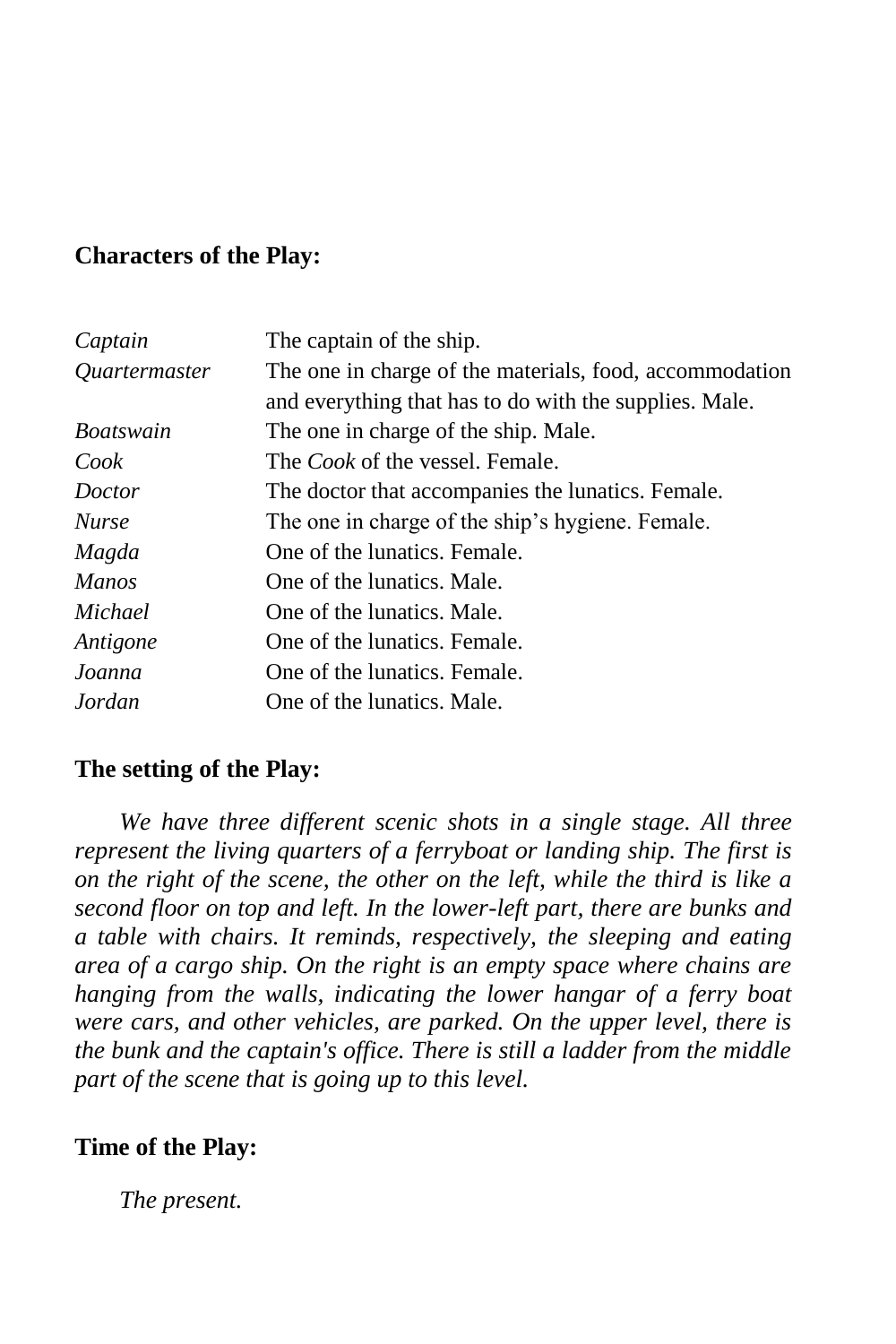**Characters of the Play:**

| | |
|---|---|
| *Captain* | The captain of the ship. |
| *Quartermaster* | The one in charge of the materials, food, accommodation and everything that has to do with the supplies. Male. |
| *Boatswain* | The one in charge of the ship. Male. |
| *Cook* | The *Cook* of the vessel. Female. |
| *Doctor* | The doctor that accompanies the lunatics. Female. |
| *Nurse* | The one in charge of the ship's hygiene. Female. |
| *Magda* | One of the lunatics. Female. |
| *Manos* | One of the lunatics. Male. |
| *Michael* | One of the lunatics. Male. |
| *Antigone* | One of the lunatics. Female. |
| *Joanna* | One of the lunatics. Female. |
| *Jordan* | One of the lunatics. Male. |

**The setting of the Play:**

*We have three different scenic shots in a single stage. All three represent the living quarters of a ferryboat or landing ship. The first is on the right of the scene, the other on the left, while the third is like a second floor on top and left. In the lower-left part, there are bunks and a table with chairs. It reminds, respectively, the sleeping and eating area of a cargo ship. On the right is an empty space where chains are hanging from the walls, indicating the lower hangar of a ferry boat were cars, and other vehicles, are parked. On the upper level, there is the bunk and the captain's office. There is still a ladder from the middle part of the scene that is going up to this level.*

**Time of the Play:**

*The present.*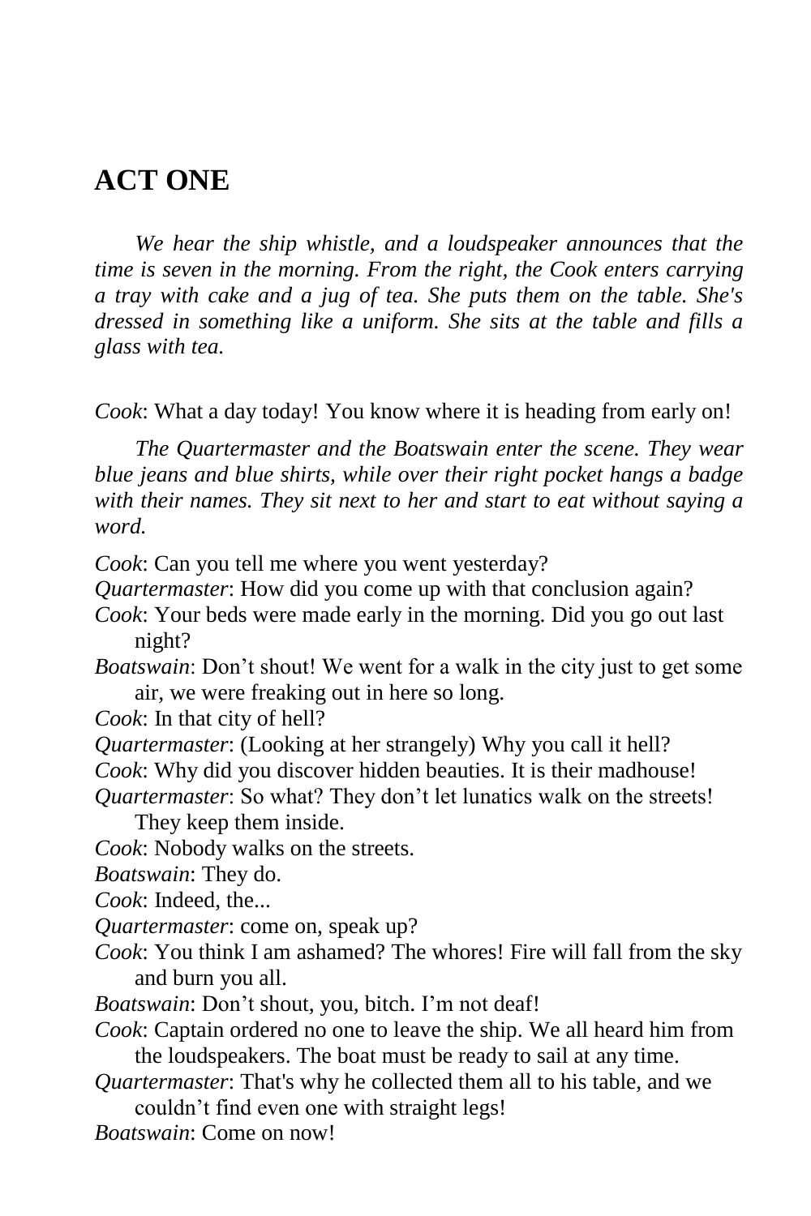# ACT ONE

*We hear the ship whistle, and a loudspeaker announces that the time is seven in the morning. From the right, the Cook enters carrying a tray with cake and a jug of tea. She puts them on the table. She's dressed in something like a uniform. She sits at the table and fills a glass with tea.*

*Cook*: What a day today! You know where it is heading from early on!

*The Quartermaster and the Boatswain enter the scene. They wear blue jeans and blue shirts, while over their right pocket hangs a badge with their names. They sit next to her and start to eat without saying a word.*

*Cook*: Can you tell me where you went yesterday?

*Quartermaster*: How did you come up with that conclusion again?

*Cook*: Your beds were made early in the morning. Did you go out last night?

*Boatswain*: Don’t shout! We went for a walk in the city just to get some air, we were freaking out in here so long.

*Cook*: In that city of hell?

*Quartermaster*: (Looking at her strangely) Why you call it hell?

*Cook*: Why did you discover hidden beauties. It is their madhouse!

*Quartermaster*: So what? They don’t let lunatics walk on the streets! They keep them inside.

*Cook*: Nobody walks on the streets.

*Boatswain*: They do.

*Cook*: Indeed, the...

*Quartermaster*: come on, speak up?

*Cook*: You think I am ashamed? The whores! Fire will fall from the sky and burn you all.

*Boatswain*: Don’t shout, you, bitch. I’m not deaf!

*Cook*: Captain ordered no one to leave the ship. We all heard him from the loudspeakers. The boat must be ready to sail at any time.

*Quartermaster*: That's why he collected them all to his table, and we couldn’t find even one with straight legs!

*Boatswain*: Come on now!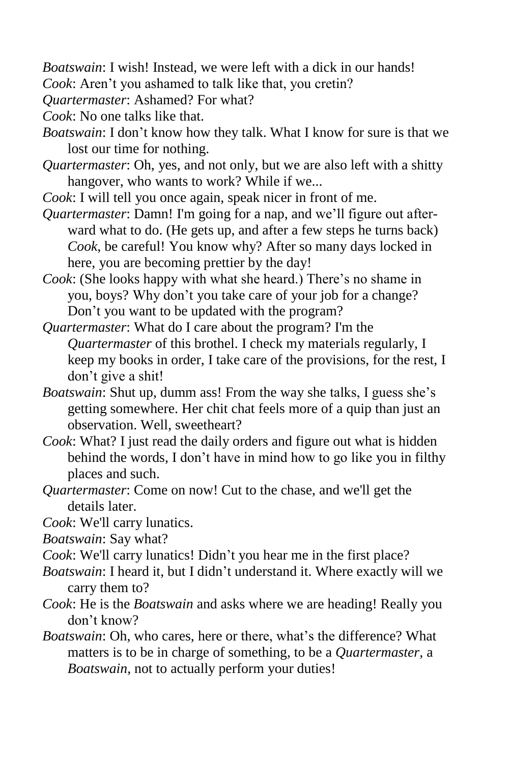*Boatswain*: I wish! Instead, we were left with a dick in our hands!

*Cook*: Aren't you ashamed to talk like that, you cretin?

*Quartermaster*: Ashamed? For what?

*Cook*: No one talks like that.

*Boatswain*: I don't know how they talk. What I know for sure is that we lost our time for nothing.

*Quartermaster*: Oh, yes, and not only, but we are also left with a shitty hangover, who wants to work? While if we...

*Cook*: I will tell you once again, speak nicer in front of me.

*Quartermaster*: Damn! I'm going for a nap, and we'll figure out afterward what to do. (He gets up, and after a few steps he turns back) *Cook*, be careful! You know why? After so many days locked in here, you are becoming prettier by the day!

*Cook*: (She looks happy with what she heard.) There's no shame in you, boys? Why don't you take care of your job for a change? Don't you want to be updated with the program?

*Quartermaster*: What do I care about the program? I'm the *Quartermaster* of this brothel. I check my materials regularly, I keep my books in order, I take care of the provisions, for the rest, I don't give a shit!

*Boatswain*: Shut up, dumm ass! From the way she talks, I guess she's getting somewhere. Her chit chat feels more of a quip than just an observation. Well, sweetheart?

*Cook*: What? I just read the daily orders and figure out what is hidden behind the words, I don't have in mind how to go like you in filthy places and such.

*Quartermaster*: Come on now! Cut to the chase, and we'll get the details later.

*Cook*: We'll carry lunatics.

*Boatswain*: Say what?

*Cook*: We'll carry lunatics! Didn't you hear me in the first place?

*Boatswain*: I heard it, but I didn't understand it. Where exactly will we carry them to?

*Cook*: He is the *Boatswain* and asks where we are heading! Really you don't know?

*Boatswain*: Oh, who cares, here or there, what's the difference? What matters is to be in charge of something, to be a *Quartermaster*, a *Boatswain*, not to actually perform your duties!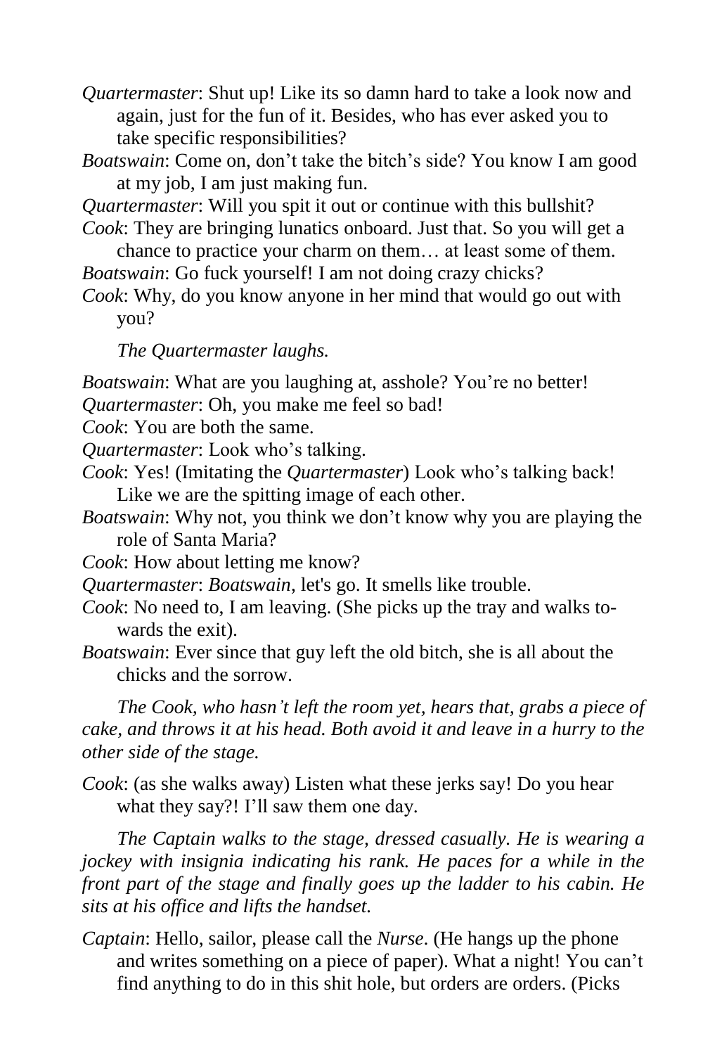*Quartermaster*: Shut up! Like its so damn hard to take a look now and again, just for the fun of it. Besides, who has ever asked you to take specific responsibilities?

*Boatswain*: Come on, don't take the bitch's side? You know I am good at my job, I am just making fun.

*Quartermaster*: Will you spit it out or continue with this bullshit?

*Cook*: They are bringing lunatics onboard. Just that. So you will get a chance to practice your charm on them… at least some of them.

*Boatswain*: Go fuck yourself! I am not doing crazy chicks?

*Cook*: Why, do you know anyone in her mind that would go out with you?

*The Quartermaster laughs.*

*Boatswain*: What are you laughing at, asshole? You're no better!

*Quartermaster*: Oh, you make me feel so bad!

*Cook*: You are both the same.

*Quartermaster*: Look who's talking.

*Cook*: Yes! (Imitating the *Quartermaster*) Look who's talking back! Like we are the spitting image of each other.

*Boatswain*: Why not, you think we don't know why you are playing the role of Santa Maria?

*Cook*: How about letting me know?

*Quartermaster*: *Boatswain*, let's go. It smells like trouble.

*Cook*: No need to, I am leaving. (She picks up the tray and walks towards the exit).

*Boatswain*: Ever since that guy left the old bitch, she is all about the chicks and the sorrow.

*The Cook, who hasn't left the room yet, hears that, grabs a piece of cake, and throws it at his head. Both avoid it and leave in a hurry to the other side of the stage.*

*Cook*: (as she walks away) Listen what these jerks say! Do you hear what they say?! I'll saw them one day.

*The Captain walks to the stage, dressed casually. He is wearing a jockey with insignia indicating his rank. He paces for a while in the front part of the stage and finally goes up the ladder to his cabin. He sits at his office and lifts the handset.*

*Captain*: Hello, sailor, please call the *Nurse*. (He hangs up the phone and writes something on a piece of paper). What a night! You can't find anything to do in this shit hole, but orders are orders. (Picks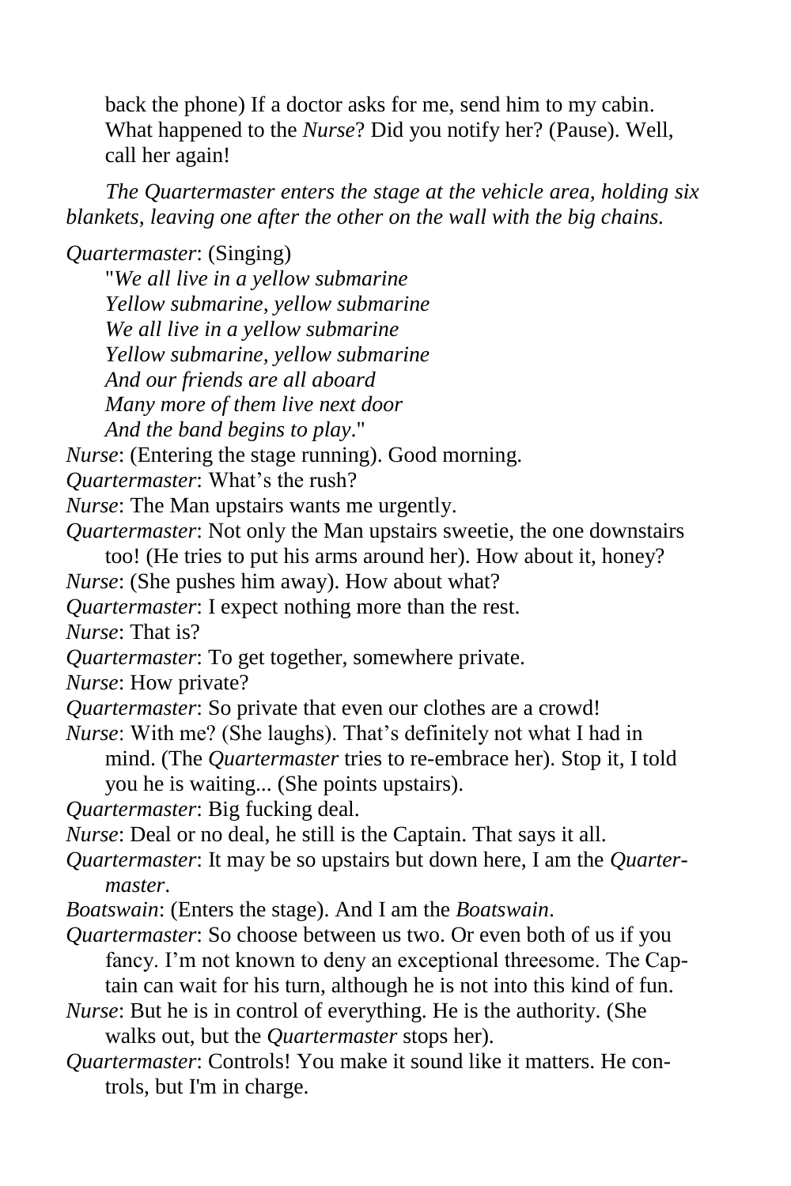back the phone) If a doctor asks for me, send him to my cabin. What happened to the *Nurse*? Did you notify her? (Pause). Well, call her again!

*The Quartermaster enters the stage at the vehicle area, holding six blankets, leaving one after the other on the wall with the big chains.*

*Quartermaster*: (Singing)

"*We all live in a yellow submarine*
*Yellow submarine, yellow submarine*
*We all live in a yellow submarine*
*Yellow submarine, yellow submarine*
*And our friends are all aboard*
*Many more of them live next door*
*And the band begins to play*."

*Nurse*: (Entering the stage running). Good morning.

*Quartermaster*: What's the rush?

*Nurse*: The Man upstairs wants me urgently.

*Quartermaster*: Not only the Man upstairs sweetie, the one downstairs too! (He tries to put his arms around her). How about it, honey?

*Nurse*: (She pushes him away). How about what?

*Quartermaster*: I expect nothing more than the rest.

*Nurse*: That is?

*Quartermaster*: To get together, somewhere private.

*Nurse*: How private?

*Quartermaster*: So private that even our clothes are a crowd!

*Nurse*: With me? (She laughs). That's definitely not what I had in mind. (The *Quartermaster* tries to re-embrace her). Stop it, I told you he is waiting... (She points upstairs).

*Quartermaster*: Big fucking deal.

*Nurse*: Deal or no deal, he still is the Captain. That says it all.

*Quartermaster*: It may be so upstairs but down here, I am the *Quartermaster*.

*Boatswain*: (Enters the stage). And I am the *Boatswain*.

*Quartermaster*: So choose between us two. Or even both of us if you fancy. I'm not known to deny an exceptional threesome. The Captain can wait for his turn, although he is not into this kind of fun.

*Nurse*: But he is in control of everything. He is the authority. (She walks out, but the *Quartermaster* stops her).

*Quartermaster*: Controls! You make it sound like it matters. He controls, but I'm in charge.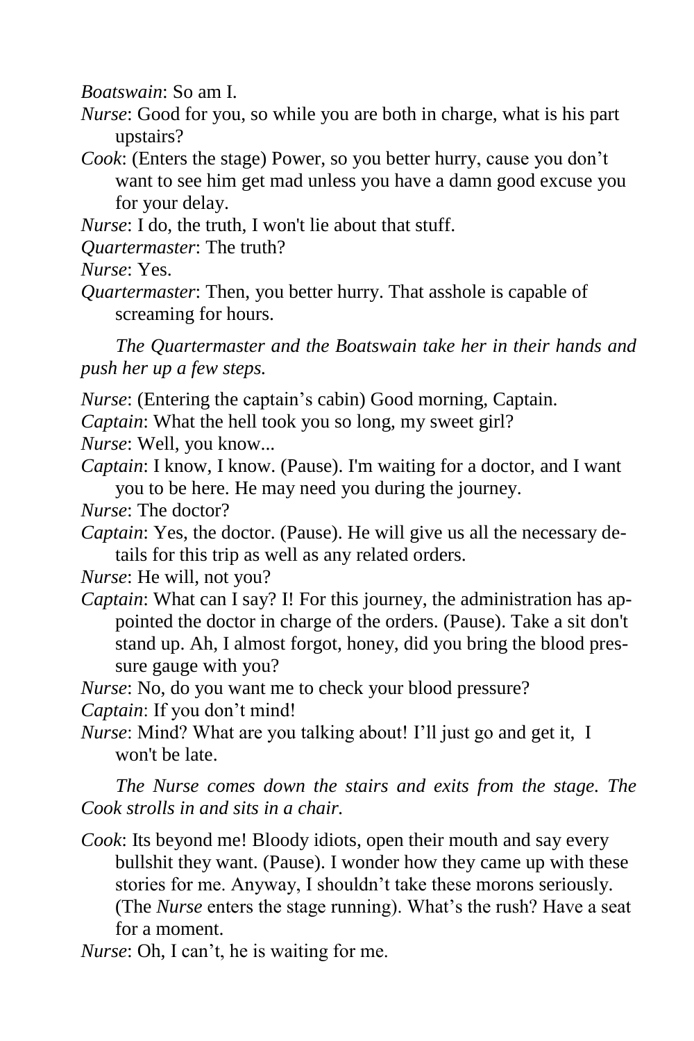*Boatswain*: So am I.

*Nurse*: Good for you, so while you are both in charge, what is his part upstairs?

*Cook*: (Enters the stage) Power, so you better hurry, cause you don't want to see him get mad unless you have a damn good excuse you for your delay.

*Nurse*: I do, the truth, I won't lie about that stuff.

*Quartermaster*: The truth?

*Nurse*: Yes.

*Quartermaster*: Then, you better hurry. That asshole is capable of screaming for hours.

*The Quartermaster and the Boatswain take her in their hands and push her up a few steps.*

*Nurse*: (Entering the captain's cabin) Good morning, Captain.

*Captain*: What the hell took you so long, my sweet girl?

*Nurse*: Well, you know...

*Captain*: I know, I know. (Pause). I'm waiting for a doctor, and I want you to be here. He may need you during the journey.

*Nurse*: The doctor?

*Captain*: Yes, the doctor. (Pause). He will give us all the necessary details for this trip as well as any related orders.

*Nurse*: He will, not you?

*Captain*: What can I say? I! For this journey, the administration has appointed the doctor in charge of the orders. (Pause). Take a sit don't stand up. Ah, I almost forgot, honey, did you bring the blood pressure gauge with you?

*Nurse*: No, do you want me to check your blood pressure?

*Captain*: If you don't mind!

*Nurse*: Mind? What are you talking about! I'll just go and get it, I won't be late.

*The Nurse comes down the stairs and exits from the stage. The Cook strolls in and sits in a chair.*

*Cook*: Its beyond me! Bloody idiots, open their mouth and say every bullshit they want. (Pause). I wonder how they came up with these stories for me. Anyway, I shouldn't take these morons seriously. (The *Nurse* enters the stage running). What's the rush? Have a seat for a moment.

*Nurse*: Oh, I can't, he is waiting for me.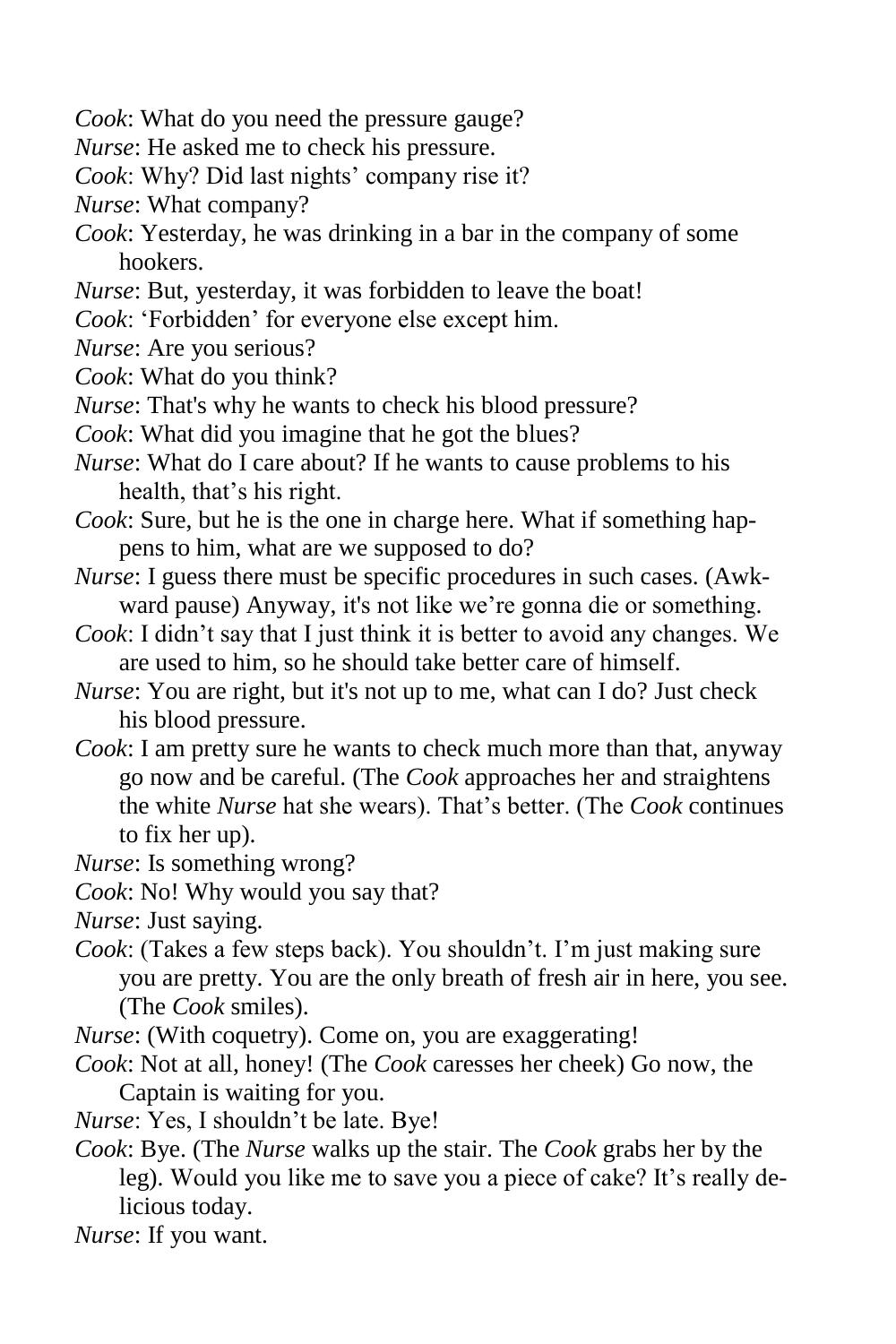*Cook*: What do you need the pressure gauge?

*Nurse*: He asked me to check his pressure.

*Cook*: Why? Did last nights' company rise it?

*Nurse*: What company?

*Cook*: Yesterday, he was drinking in a bar in the company of some hookers.

*Nurse*: But, yesterday, it was forbidden to leave the boat!

*Cook*: 'Forbidden' for everyone else except him.

*Nurse*: Are you serious?

*Cook*: What do you think?

*Nurse*: That's why he wants to check his blood pressure?

*Cook*: What did you imagine that he got the blues?

*Nurse*: What do I care about? If he wants to cause problems to his health, that's his right.

*Cook*: Sure, but he is the one in charge here. What if something happens to him, what are we supposed to do?

*Nurse*: I guess there must be specific procedures in such cases. (Awkward pause) Anyway, it's not like we're gonna die or something.

*Cook*: I didn't say that I just think it is better to avoid any changes. We are used to him, so he should take better care of himself.

*Nurse*: You are right, but it's not up to me, what can I do? Just check his blood pressure.

*Cook*: I am pretty sure he wants to check much more than that, anyway go now and be careful. (The *Cook* approaches her and straightens the white *Nurse* hat she wears). That's better. (The *Cook* continues to fix her up).

*Nurse*: Is something wrong?

*Cook*: No! Why would you say that?

*Nurse*: Just saying.

*Cook*: (Takes a few steps back). You shouldn't. I'm just making sure you are pretty. You are the only breath of fresh air in here, you see. (The *Cook* smiles).

*Nurse*: (With coquetry). Come on, you are exaggerating!

*Cook*: Not at all, honey! (The *Cook* caresses her cheek) Go now, the Captain is waiting for you.

*Nurse*: Yes, I shouldn't be late. Bye!

*Cook*: Bye. (The *Nurse* walks up the stair. The *Cook* grabs her by the leg). Would you like me to save you a piece of cake? It's really delicious today.

*Nurse*: If you want.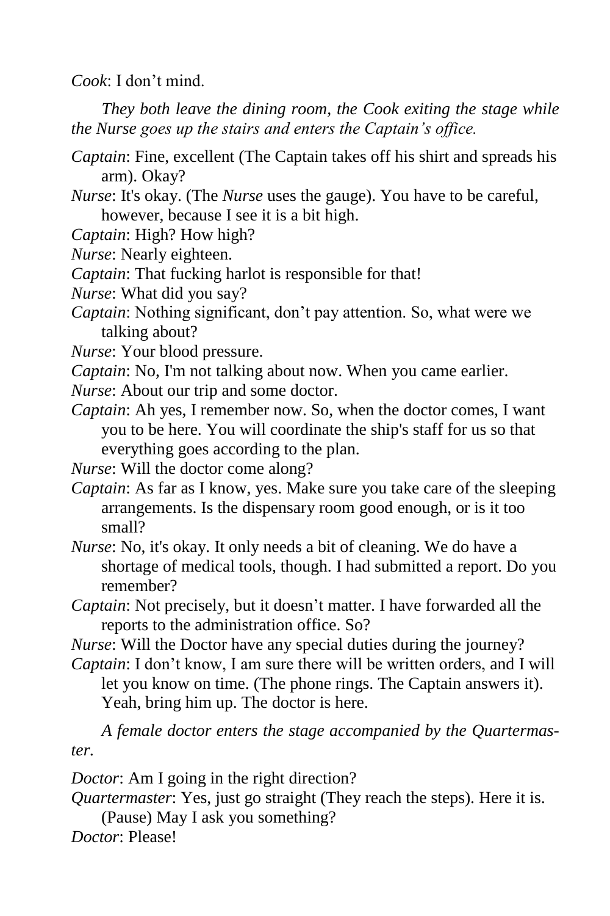*Cook*: I don’t mind.

*They both leave the dining room, the Cook exiting the stage while the Nurse goes up the stairs and enters the Captain’s office.*

*Captain*: Fine, excellent (The Captain takes off his shirt and spreads his arm). Okay?

*Nurse*: It's okay. (The *Nurse* uses the gauge). You have to be careful, however, because I see it is a bit high.

*Captain*: High? How high?

*Nurse*: Nearly eighteen.

*Captain*: That fucking harlot is responsible for that!

*Nurse*: What did you say?

*Captain*: Nothing significant, don’t pay attention. So, what were we talking about?

*Nurse*: Your blood pressure.

*Captain*: No, I'm not talking about now. When you came earlier.

*Nurse*: About our trip and some doctor.

*Captain*: Ah yes, I remember now. So, when the doctor comes, I want you to be here. You will coordinate the ship's staff for us so that everything goes according to the plan.

*Nurse*: Will the doctor come along?

*Captain*: As far as I know, yes. Make sure you take care of the sleeping arrangements. Is the dispensary room good enough, or is it too small?

*Nurse*: No, it's okay. It only needs a bit of cleaning. We do have a shortage of medical tools, though. I had submitted a report. Do you remember?

*Captain*: Not precisely, but it doesn’t matter. I have forwarded all the reports to the administration office. So?

*Nurse*: Will the Doctor have any special duties during the journey?

*Captain*: I don’t know, I am sure there will be written orders, and I will let you know on time. (The phone rings. The Captain answers it). Yeah, bring him up. The doctor is here.

*A female doctor enters the stage accompanied by the Quartermaster.*

*Doctor*: Am I going in the right direction?

*Quartermaster*: Yes, just go straight (They reach the steps). Here it is. (Pause) May I ask you something?

*Doctor*: Please!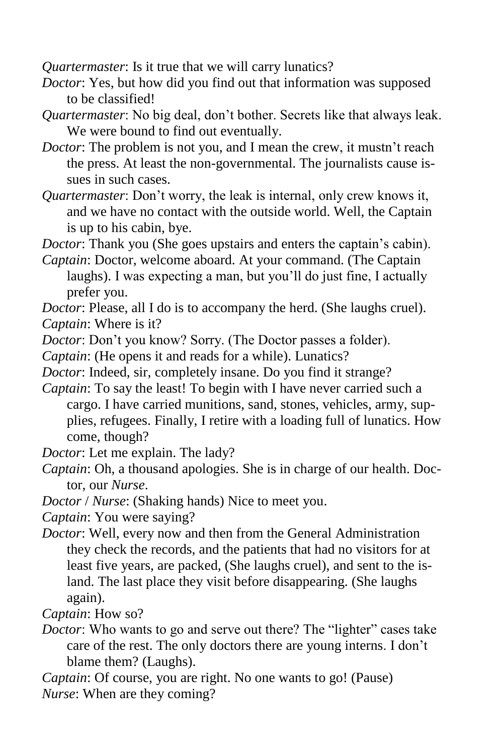*Quartermaster*: Is it true that we will carry lunatics?

*Doctor*: Yes, but how did you find out that information was supposed to be classified!

*Quartermaster*: No big deal, don't bother. Secrets like that always leak. We were bound to find out eventually.

*Doctor*: The problem is not you, and I mean the crew, it mustn't reach the press. At least the non-governmental. The journalists cause issues in such cases.

*Quartermaster*: Don't worry, the leak is internal, only crew knows it, and we have no contact with the outside world. Well, the Captain is up to his cabin, bye.

*Doctor*: Thank you (She goes upstairs and enters the captain's cabin).

*Captain*: Doctor, welcome aboard. At your command. (The Captain laughs). I was expecting a man, but you'll do just fine, I actually prefer you.

*Doctor*: Please, all I do is to accompany the herd. (She laughs cruel).

*Captain*: Where is it?

*Doctor*: Don't you know? Sorry. (The Doctor passes a folder).

*Captain*: (He opens it and reads for a while). Lunatics?

*Doctor*: Indeed, sir, completely insane. Do you find it strange?

*Captain*: To say the least! To begin with I have never carried such a cargo. I have carried munitions, sand, stones, vehicles, army, supplies, refugees. Finally, I retire with a loading full of lunatics. How come, though?

*Doctor*: Let me explain. The lady?

*Captain*: Oh, a thousand apologies. She is in charge of our health. Doctor, our *Nurse*.

*Doctor* / *Nurse*: (Shaking hands) Nice to meet you.

*Captain*: You were saying?

*Doctor*: Well, every now and then from the General Administration they check the records, and the patients that had no visitors for at least five years, are packed, (She laughs cruel), and sent to the island. The last place they visit before disappearing. (She laughs again).

*Captain*: How so?

*Doctor*: Who wants to go and serve out there? The "lighter" cases take care of the rest. The only doctors there are young interns. I don't blame them? (Laughs).

*Captain*: Of course, you are right. No one wants to go! (Pause)

*Nurse*: When are they coming?